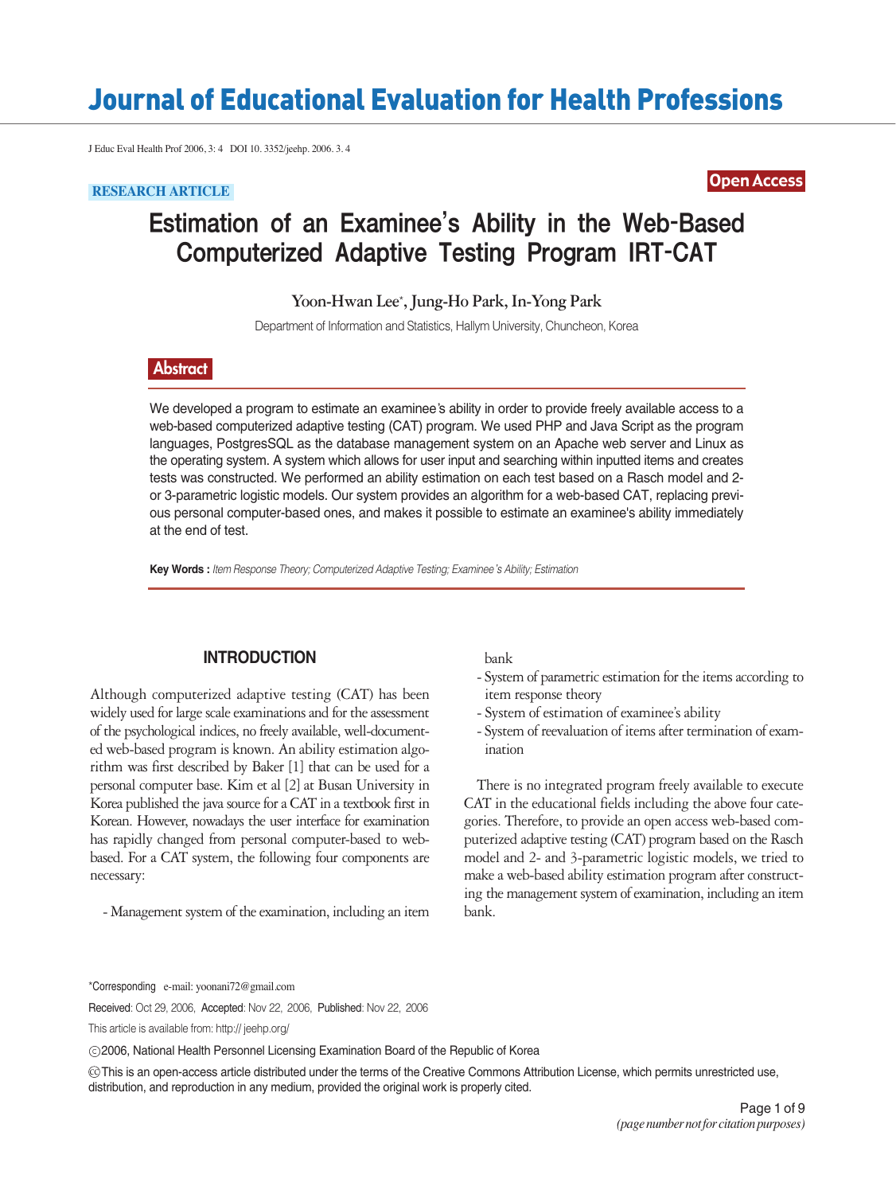# Journal of Educational Evaluation for Health Professions

J Educ Eval Health Prof 2006, 3: 4 DOI 10. 3352/jeehp. 2006. 3. 4

RESEARCH ARTICLE

Open Access

## Estimation of an Examinee's Ability in the Web-Based Computerized Adaptive Testing Program IRT-CAT

Yoon-Hwan Lee*, Jung-Ho Park, In-Yong Park

Department of Information and Statistics, Hallym University, Chuncheon, Korea

### Abstract

We developed a program to estimate an examinee's ability in order to provide freely available access to a web-based computerized adaptive testing (CAT) program. We used PHP and Java Script as the program languages, PostgresSQL as the database management system on an Apache web server and Linux as the operating system. A system which allows for user input and searching within inputted items and creates tests was constructed. We performed an ability estimation on each test based on a Rasch model and 2- or 3-parametric logistic models. Our system provides an algorithm for a web-based CAT, replacing previous personal computer-based ones, and makes it possible to estimate an examinee's ability immediately at the end of test.

**Key Words :** *Item Response Theory; Computerized Adaptive Testing; Examinee's Ability; Estimation*

## INTRODUCTION

Although computerized adaptive testing (CAT) has been widely used for large scale examinations and for the assessment of the psychological indices, no freely available, well-documented web-based program is known. An ability estimation algorithm was first described by Baker [1] that can be used for a personal computer base. Kim et al [2] at Busan University in Korea published the java source for a CAT in a textbook first in Korean. However, nowadays the user interface for examination has rapidly changed from personal computer-based to web-based. For a CAT system, the following four components are necessary:

- Management system of the examination, including an item bank
- System of parametric estimation for the items according to item response theory
- System of estimation of examinee's ability
- System of reevaluation of items after termination of examination

There is no integrated program freely available to execute CAT in the educational fields including the above four categories. Therefore, to provide an open access web-based computerized adaptive testing (CAT) program based on the Rasch model and 2- and 3-parametric logistic models, we tried to make a web-based ability estimation program after constructing the management system of examination, including an item bank.

*Corresponding e-mail: yoonani72@gmail.com

Received: Oct 29, 2006, Accepted: Nov 22, 2006, Published: Nov 22, 2006

This article is available from: http:// jeehp.org/

©2006, National Health Personnel Licensing Examination Board of the Republic of Korea

This is an open-access article distributed under the terms of the Creative Commons Attribution License, which permits unrestricted use, distribution, and reproduction in any medium, provided the original work is properly cited.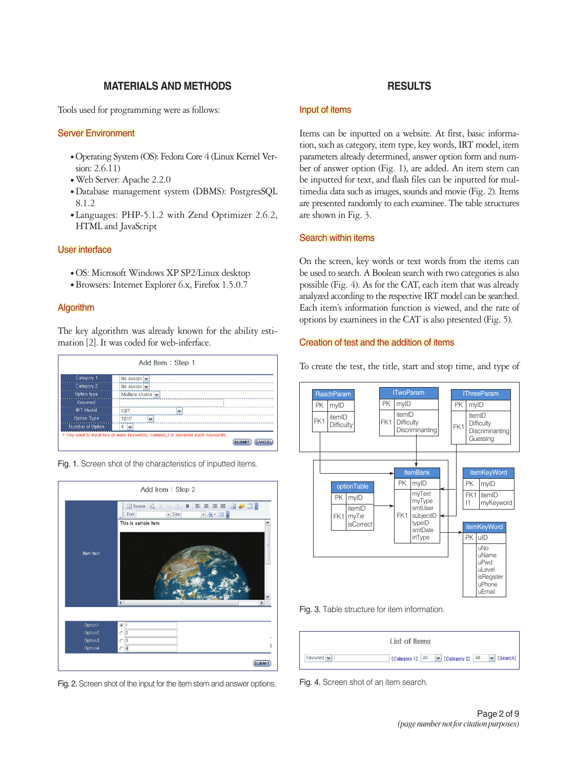## MATERIALS AND METHODS

Tools used for programming were as follows:

### Server Environment

- Operating System (OS): Fedora Core 4 (Linux Kernel Version: 2.6.11)
- Web Server: Apache 2.2.0
- Database management system (DBMS): PostgresSQL 8.1.2
- Languages: PHP-5.1.2 with Zend Optimizer 2.6.2, HTML and JavaScript

### User interface

- OS: Microsoft Windows XP SP2/Linux desktop
- Browsers: Internet Explorer 6.x, Firefox 1.5.0.7

### Algorithm

The key algorithm was already known for the ability estimation [2]. It was coded for web-inferface.

Fig. 1. Screen shot of the characteristics of inputted items.

Fig. 2. Screen shot of the input for the item stem and answer options.

## RESULTS

### Input of items

Items can be inputted on a website. At first, basic information, such as category, item type, key words, IRT model, item parameters already determined, answer option form and number of answer option (Fig. 1), are added. An item stem can be inputted for text, and flash files can be inputted for multimedia data such as images, sounds and movie (Fig. 2). Items are presented randomly to each examinee. The table structures are shown in Fig. 3.

### Search within items

On the screen, key words or text words from the items can be used to search. A Boolean search with two categories is also possible (Fig. 4). As for the CAT, each item that was already analyzed according to the respective IRT model can be searched. Each item's information function is viewed, and the rate of options by examinees in the CAT is also presented (Fig. 5).

### Creation of test and the addition of items

To create the test, the title, start and stop time, and type of

Fig. 3. Table structure for item information.

Fig. 4. Screen shot of an item search.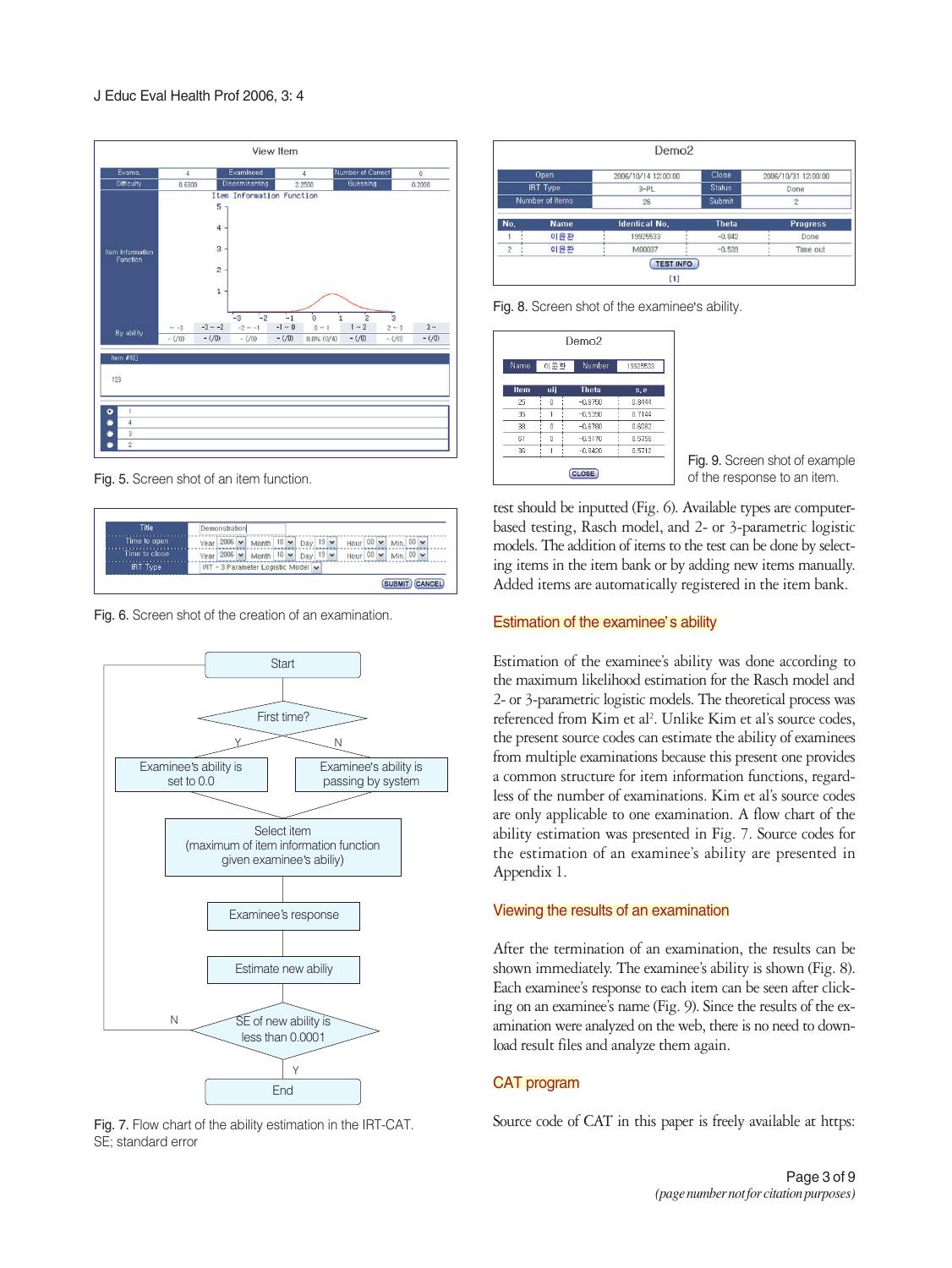Fig. 5. Screen shot of an item function.

Fig. 6. Screen shot of the creation of an examination.

Fig. 7. Flow chart of the ability estimation in the IRT-CAT. SE; standard error

Fig. 8. Screen shot of the examinee's ability.

Fig. 9. Screen shot of example of the response to an item.

test should be inputted (Fig. 6). Available types are computer-based testing, Rasch model, and 2- or 3-parametric logistic models. The addition of items to the test can be done by selecting items in the item bank or by adding new items manually. Added items are automatically registered in the item bank.

## Estimation of the examinee's ability

Estimation of the examinee's ability was done according to the maximum likelihood estimation for the Rasch model and 2- or 3-parametric logistic models. The theoretical process was referenced from Kim et al[2]. Unlike Kim et al's source codes, the present source codes can estimate the ability of examinees from multiple examinations because this present one provides a common structure for item information functions, regardless of the number of examinations. Kim et al's source codes are only applicable to one examination. A flow chart of the ability estimation was presented in Fig. 7. Source codes for the estimation of an examinee's ability are presented in Appendix 1.

## Viewing the results of an examination

After the termination of an examination, the results can be shown immediately. The examinee's ability is shown (Fig. 8). Each examinee's response to each item can be seen after clicking on an examinee's name (Fig. 9). Since the results of the examination were analyzed on the web, there is no need to download result files and analyze them again.

## CAT program

Source code of CAT in this paper is freely available at https: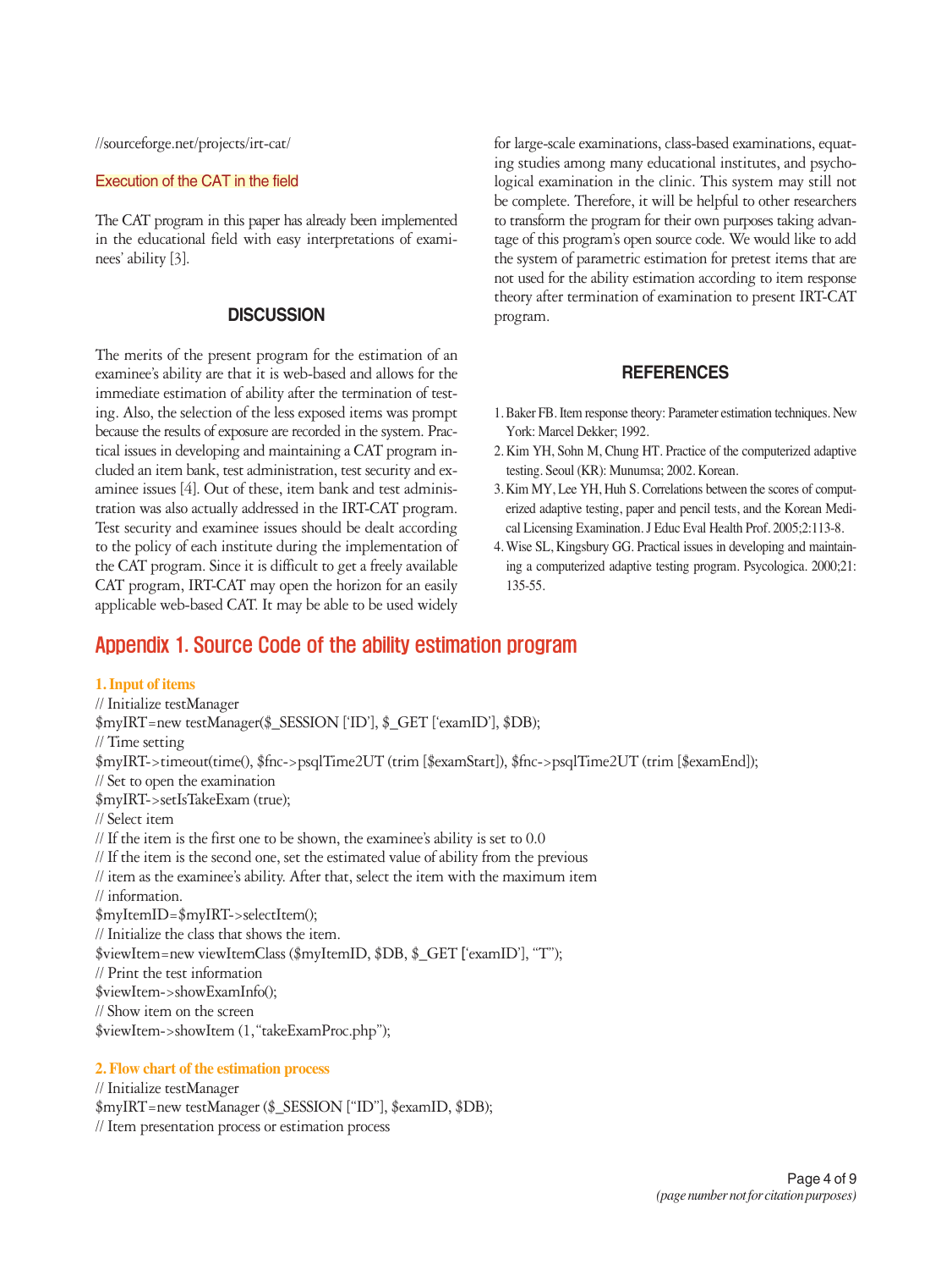//sourceforge.net/projects/irt-cat/

### Execution of the CAT in the field

The CAT program in this paper has already been implemented in the educational field with easy interpretations of examinees' ability [3].

## DISCUSSION

The merits of the present program for the estimation of an examinee's ability are that it is web-based and allows for the immediate estimation of ability after the termination of testing. Also, the selection of the less exposed items was prompt because the results of exposure are recorded in the system. Practical issues in developing and maintaining a CAT program included an item bank, test administration, test security and examinee issues [4]. Out of these, item bank and test administration was also actually addressed in the IRT-CAT program. Test security and examinee issues should be dealt according to the policy of each institute during the implementation of the CAT program. Since it is difficult to get a freely available CAT program, IRT-CAT may open the horizon for an easily applicable web-based CAT. It may be able to be used widely for large-scale examinations, class-based examinations, equating studies among many educational institutes, and psychological examination in the clinic. This system may still not be complete. Therefore, it will be helpful to other researchers to transform the program for their own purposes taking advantage of this program's open source code. We would like to add the system of parametric estimation for pretest items that are not used for the ability estimation according to item response theory after termination of examination to present IRT-CAT program.

## REFERENCES

1. Baker FB. Item response theory: Parameter estimation techniques. New York: Marcel Dekker; 1992.
2. Kim YH, Sohn M, Chung HT. Practice of the computerized adaptive testing. Seoul (KR): Munumsa; 2002. Korean.
3. Kim MY, Lee YH, Huh S. Correlations between the scores of computerized adaptive testing, paper and pencil tests, and the Korean Medical Licensing Examination. J Educ Eval Health Prof. 2005;2:113-8.
4. Wise SL, Kingsbury GG. Practical issues in developing and maintaining a computerized adaptive testing program. Psycologica. 2000;21:135-55.

## Appendix 1. Source Code of the ability estimation program

### 1. Input of items

```
// Initialize testManager
$myIRT=new testManager($_SESSION ['ID'], $_GET ['examID'], $DB);
// Time setting
$myIRT->timeout(time(), $fnc->psqlTime2UT (trim [$examStart]), $fnc->psqlTime2UT (trim [$examEnd]);
// Set to open the examination
$myIRT->setIsTakeExam (true);
// Select item
// If the item is the first one to be shown, the examinee's ability is set to 0.0
// If the item is the second one, set the estimated value of ability from the previous
// item as the examinee's ability. After that, select the item with the maximum item
// information.
$myItemID=$myIRT->selectItem();
// Initialize the class that shows the item.
$viewItem=new viewItemClass ($myItemID, $DB, $_GET ['examID'], "T");
// Print the test information
$viewItem->showExamInfo();
// Show item on the screen
$viewItem->showItem (1,"takeExamProc.php");
```

### 2. Flow chart of the estimation process

```
// Initialize testManager
$myIRT=new testManager ($_SESSION ["ID"], $examID, $DB);
// Item presentation process or estimation process
```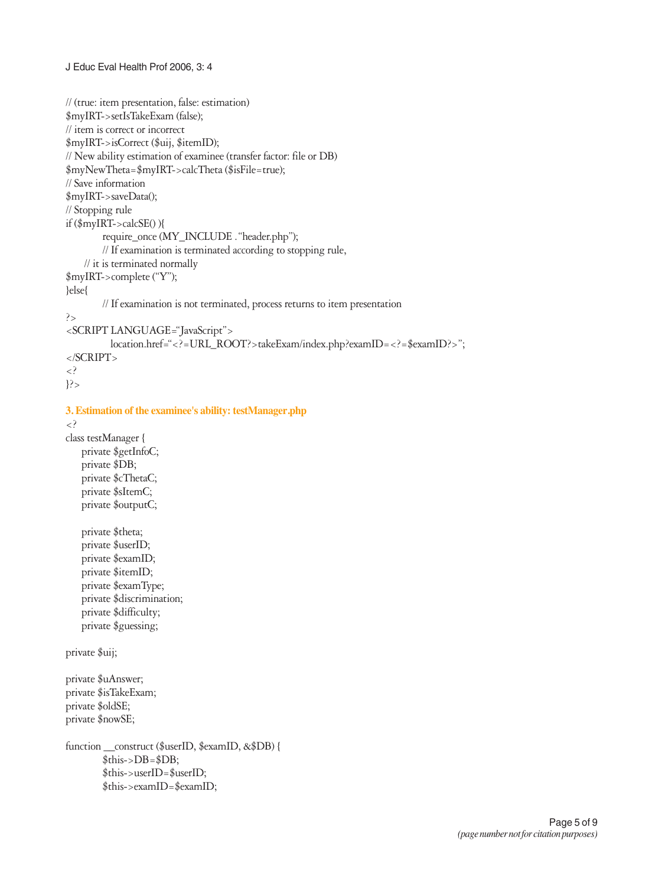```
// (true: item presentation, false: estimation)
$myIRT->setIsTakeExam (false);
// item is correct or incorrect
$myIRT->isCorrect ($uij, $itemID);
// New ability estimation of examinee (transfer factor: file or DB)
$myNewTheta=$myIRT->calcTheta ($isFile=true);
// Save information
$myIRT->saveData();
// Stopping rule
if ($myIRT->calcSE() ){
            require_once (MY_INCLUDE . "header.php");
            // If examination is terminated according to stopping rule,
      // it is terminated normally
$myIRT->complete ("Y");
}else{
            // If examination is not terminated, process returns to item presentation
?>
<SCRIPT LANGUAGE="JavaScript">
              location.href="<?=URL_ROOT?>takeExam/index.php?examID=<?=$examID?>";
</SCRIPT>
<?
}?>
```

### 3. Estimation of the examinee's ability: testManager.php

```
<?
class testManager {
     private $getInfoC;
     private $DB;
     private $cThetaC;
     private $sItemC;
     private $outputC;

     private $theta;
     private $userID;
     private $examID;
     private $itemID;
     private $examType;
     private $discrimination;
     private $difficulty;
     private $guessing;

private $uij;

private $uAnswer;
private $isTakeExam;
private $oldSE;
private $nowSE;

function __construct ($userID, $examID, &$DB) {
            $this->DB=$DB;
            $this->userID=$userID;
            $this->examID=$examID;
```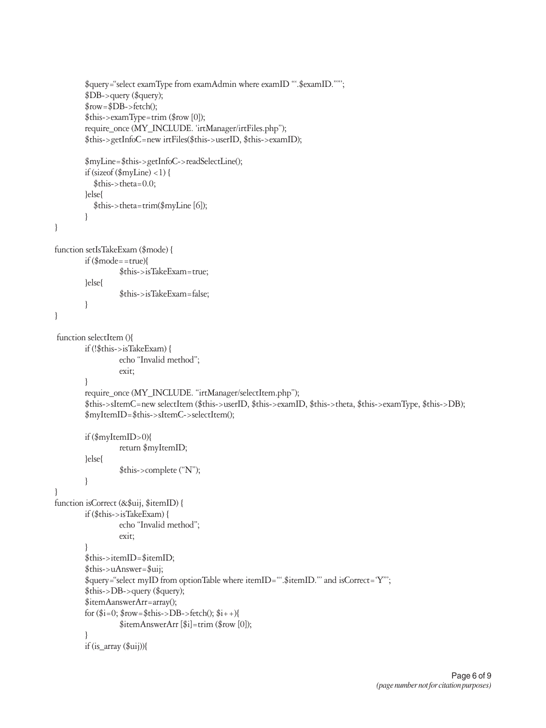```
        $query="select examType from examAdmin where examID "'.$examID."'";
        $DB->query ($query);
        $row=$DB->fetch();
        $this->examType=trim ($row [0]);
        require_once (MY_INCLUDE. 'irtManager/irtFiles.php");
        $this->getInfoC=new irtFiles($this->userID, $this->examID);

        $myLine=$this->getInfoC->readSelectLine();
        if (sizeof ($myLine) <1) {
            $this->theta=0.0;
        }else{
            $this->theta=trim($myLine [6]);
        }
}

function setIsTakeExam ($mode) {
        if ($mode==true){
                $this->isTakeExam=true;
        }else{
                $this->isTakeExam=false;
        }
}

 function selectItem (){
        if (!$this->isTakeExam) {
                echo "Invalid method";
                exit;
        }
        require_once (MY_INCLUDE. "irtManager/selectItem.php");
        $this->sItemC=new selectItem ($this->userID, $this->examID, $this->theta, $this->examType, $this->DB);
        $myItemID=$this->sItemC->selectItem();

        if ($myItemID>0){
                return $myItemID;
        }else{
                $this->complete ("N");
        }
}
function isCorrect (&$uij, $itemID) {
        if ($this->isTakeExam) {
                echo "Invalid method";
                exit;
        }
        $this->itemID=$itemID;
        $this->uAnswer=$uij;
        $query="select myID from optionTable where itemID="'.$itemID."' and isCorrect='Y'";
        $this->DB->query ($query);
        $itemAanswerArr=array();
        for ($i=0; $row=$this->DB->fetch(); $i++){
                $itemAnswerArr [$i]=trim ($row [0]);
        }
        if (is_array ($uij)){
```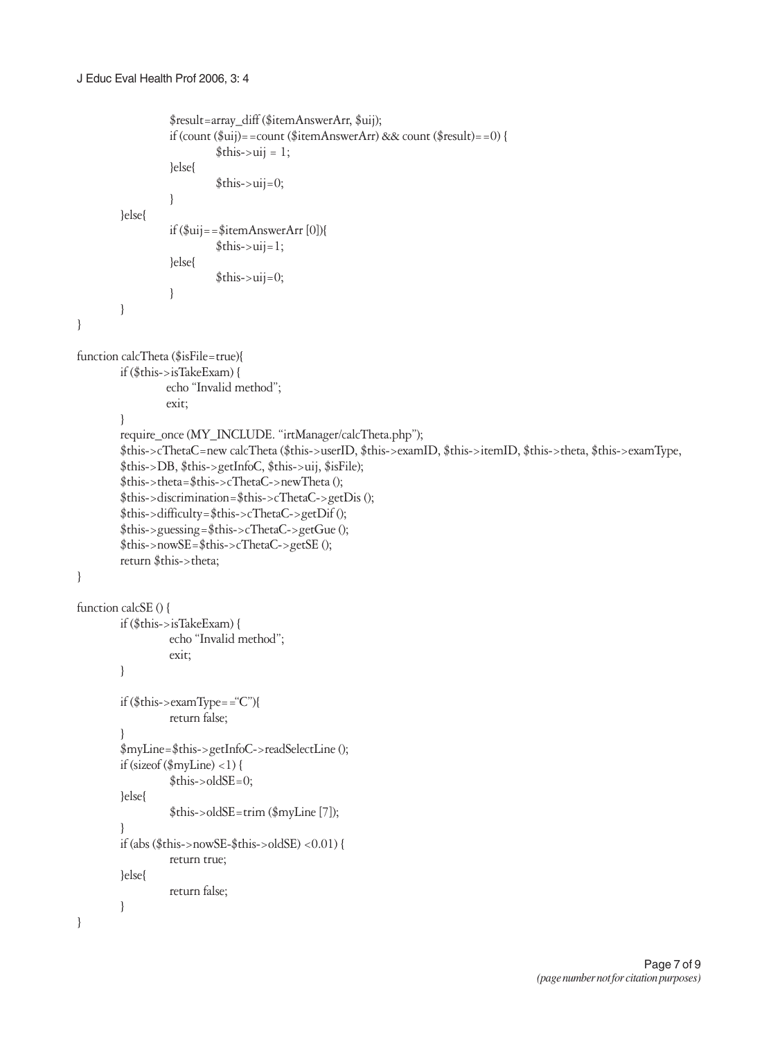```
                $result=array_diff ($itemAnswerArr, $uij);
                if (count ($uij)==count ($itemAnswerArr) && count ($result)==0) {
                        $this->uij = 1;
                }else{
                        $this->uij=0;
                }
        }else{
                if ($uij==$itemAnswerArr [0]){
                        $this->uij=1;
                }else{
                        $this->uij=0;
                }
        }
}

function calcTheta ($isFile=true){
        if ($this->isTakeExam) {
                echo "Invalid method";
                exit;
        }
        require_once (MY_INCLUDE. "irtManager/calcTheta.php");
        $this->cThetaC=new calcTheta ($this->userID, $this->examID, $this->itemID, $this->theta, $this->examType,
        $this->DB, $this->getInfoC, $this->uij, $isFile);
        $this->theta=$this->cThetaC->newTheta ();
        $this->discrimination=$this->cThetaC->getDis ();
        $this->difficulty=$this->cThetaC->getDif ();
        $this->guessing=$this->cThetaC->getGue ();
        $this->nowSE=$this->cThetaC->getSE ();
        return $this->theta;
}

function calcSE () {
        if ($this->isTakeExam) {
                echo "Invalid method";
                exit;
        }

        if ($this->examType=="C"){
                return false;
        }
        $myLine=$this->getInfoC->readSelectLine ();
        if (sizeof ($myLine) <1) {
                $this->oldSE=0;
        }else{
                $this->oldSE=trim ($myLine [7]);
        }
        if (abs ($this->nowSE-$this->oldSE) <0.01) {
                return true;
        }else{
                return false;
        }
}
```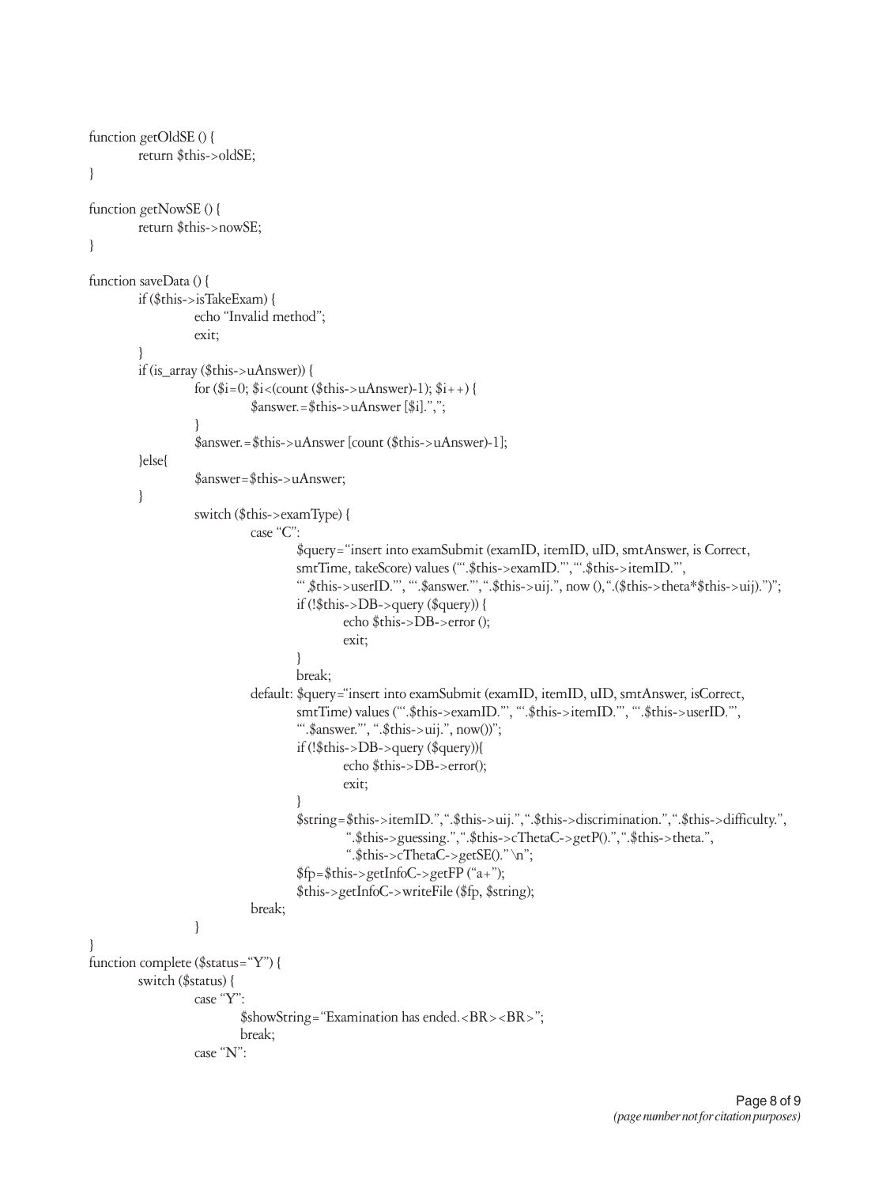```
function getOldSE () {
        return $this->oldSE;
}

function getNowSE () {
        return $this->nowSE;
}

function saveData () {
        if ($this->isTakeExam) {
                echo "Invalid method";
                exit;
        }
        if (is_array ($this->uAnswer)) {
                for ($i=0; $i<(count ($this->uAnswer)-1); $i++) {
                        $answer.=$this->uAnswer [$i].",";
                }
                $answer.=$this->uAnswer [count ($this->uAnswer)-1];
        }else{
                $answer=$this->uAnswer;
        }
                switch ($this->examType) {
                        case "C":
                                $query="insert into examSubmit (examID, itemID, uID, smtAnswer, is Correct,
                                smtTime, takeScore) values ('".$this->examID."','".$this->itemID."',
                                '".$this->userID."', '".$answer."',".$this->uij.", now (),".($this->theta*$this->uij).")";
                                if (!$this->DB->query ($query)) {
                                        echo $this->DB->error ();
                                        exit;
                                }
                                break;
                        default: $query="insert into examSubmit (examID, itemID, uID, smtAnswer, isCorrect,
                                smtTime) values ('".$this->examID."', '".$this->itemID."', '".$this->userID."',
                                '".$answer."', ".$this->uij.", now())";
                                if (!$this->DB->query ($query)){
                                        echo $this->DB->error();
                                        exit;
                                }
                                $string=$this->itemID.",".$this->uij.",".$this->discrimination.",".$this->difficulty.",
                                        ".$this->guessing.",".$this->cThetaC->getP().",".$this->theta.",
                                        ".$this->cThetaC->getSE()." \n";
                                $fp=$this->getInfoC->getFP ("a+");
                                $this->getInfoC->writeFile ($fp, $string);
                        break;
                }
}
function complete ($status="Y") {
        switch ($status) {
                case "Y":
                        $showString="Examination has ended.<BR><BR>";
                        break;
                case "N":
```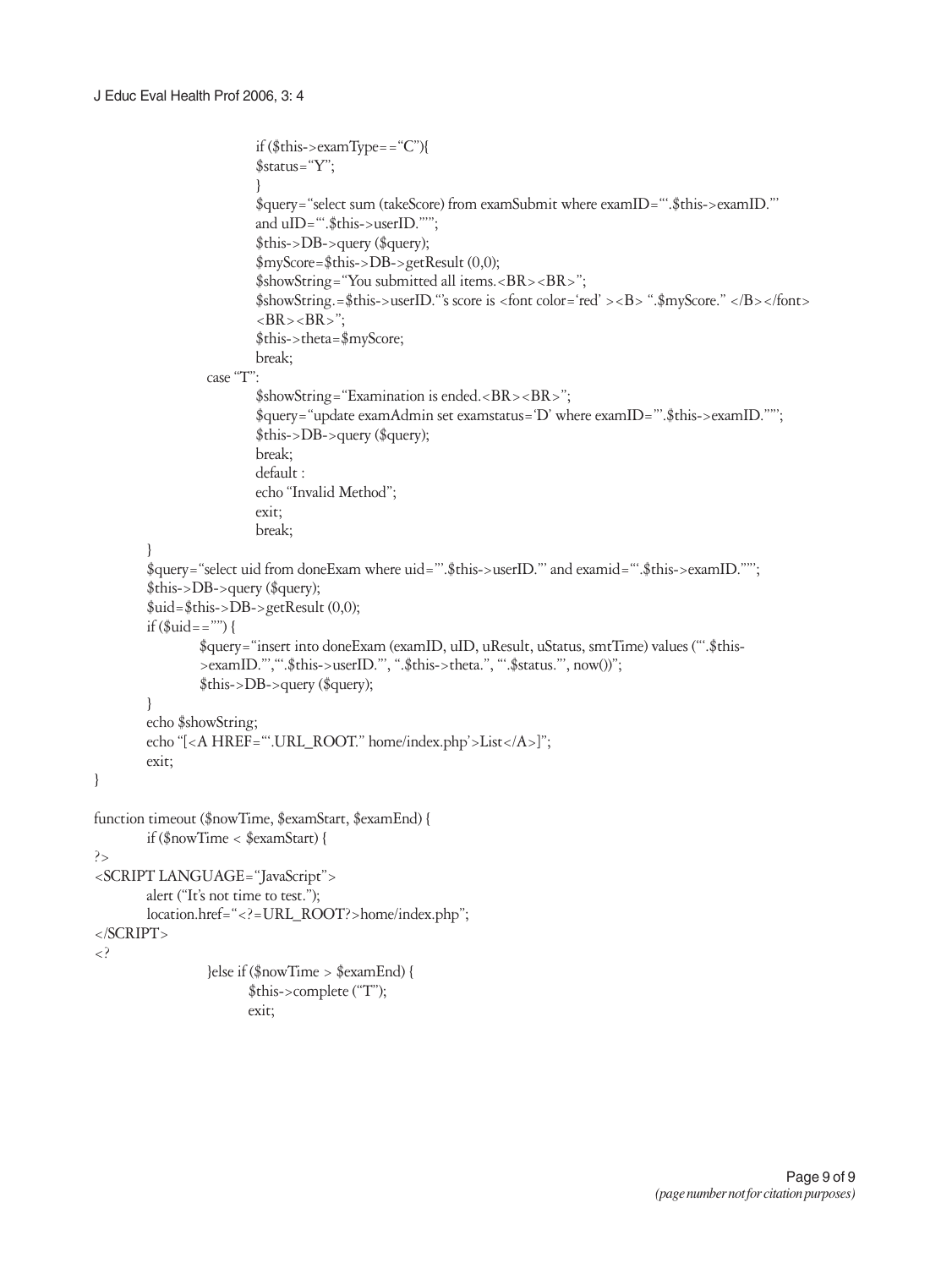```
                    if ($this->examType=="C"){
                    $status="Y";
                    }
                    $query="select sum (takeScore) from examSubmit where examID='".$this->examID."'
                    and uID='".$this->userID."'";
                    $this->DB->query ($query);
                    $myScore=$this->DB->getResult (0,0);
                    $showString="You submitted all items.<BR><BR>";
                    $showString.=$this->userID."'s score is <font color='red' ><B> ".$myScore." </B></font>
                    <BR><BR>";
                    $this->theta=$myScore;
                    break;
            case "T":
                    $showString="Examination is ended.<BR><BR>";
                    $query="update examAdmin set examstatus='D' where examID='".$this->examID."'";
                    $this->DB->query ($query);
                    break;
                    default :
                    echo "Invalid Method";
                    exit;
                    break;
        }
        $query="select uid from doneExam where uid='".$this->userID."' and examid='".$this->examID."'";
        $this->DB->query ($query);
        $uid=$this->DB->getResult (0,0);
        if ($uid=="") {
                $query="insert into doneExam (examID, uID, uResult, uStatus, smtTime) values ('".$this-
                >examID."','".$this->userID."', ".$this->theta.", '".$status."', now())";
                $this->DB->query ($query);
        }
        echo $showString;
        echo "[<A HREF='".URL_ROOT." home/index.php'>List</A>]";
        exit;
}

function timeout ($nowTime, $examStart, $examEnd) {
        if ($nowTime < $examStart) {
?>
<SCRIPT LANGUAGE="JavaScript">
        alert ("It's not time to test.");
        location.href="<?=URL_ROOT?>home/index.php";
</SCRIPT>
<?
                }else if ($nowTime > $examEnd) {
                        $this->complete ("T");
                        exit;
```